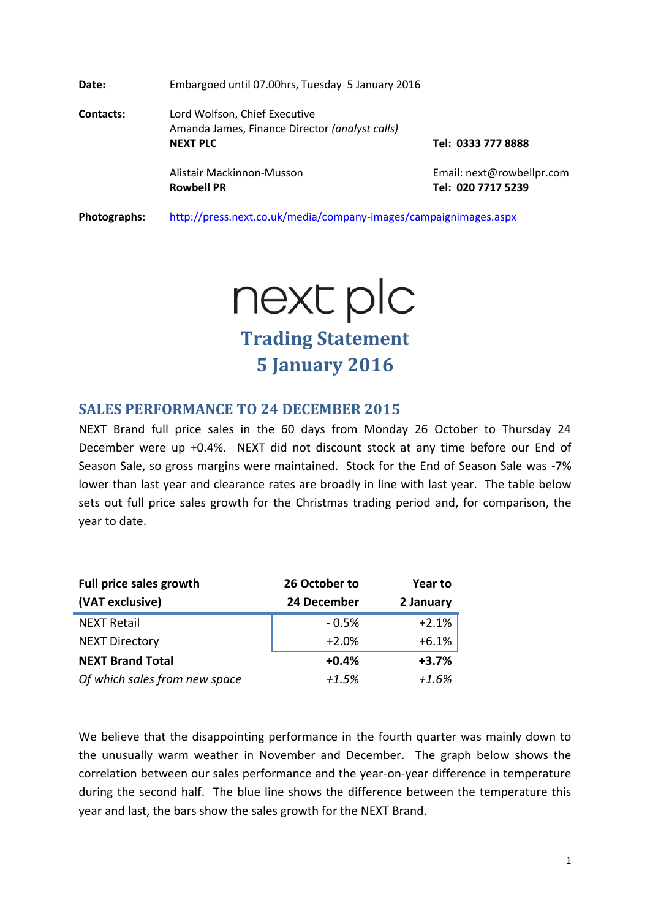| | | |
|---|---|---|
| **Date:** | Embargoed until 07.00hrs, Tuesday 5 January 2016 | |
| **Contacts:** | Lord Wolfson, Chief Executive<br>Amanda James, Finance Director *(analyst calls)*<br>**NEXT PLC** | **Tel: 0333 777 8888** |
| | Alistair Mackinnon-Musson<br>**Rowbell PR** | Email: next@rowbellpr.com<br>**Tel: 020 7717 5239** |
| **Photographs:** | http://press.next.co.uk/media/company-images/campaignimages.aspx | |

# next plc

# Trading Statement
# 5 January 2016

## SALES PERFORMANCE TO 24 DECEMBER 2015

NEXT Brand full price sales in the 60 days from Monday 26 October to Thursday 24 December were up +0.4%. NEXT did not discount stock at any time before our End of Season Sale, so gross margins were maintained. Stock for the End of Season Sale was -7% lower than last year and clearance rates are broadly in line with last year. The table below sets out full price sales growth for the Christmas trading period and, for comparison, the year to date.

| Full price sales growth (VAT exclusive) | 26 October to 24 December | Year to 2 January |
|---|---|---|
| NEXT Retail | - 0.5% | +2.1% |
| NEXT Directory | +2.0% | +6.1% |
| **NEXT Brand Total** | **+0.4%** | **+3.7%** |
| *Of which sales from new space* | *+1.5%* | *+1.6%* |

We believe that the disappointing performance in the fourth quarter was mainly down to the unusually warm weather in November and December. The graph below shows the correlation between our sales performance and the year-on-year difference in temperature during the second half. The blue line shows the difference between the temperature this year and last, the bars show the sales growth for the NEXT Brand.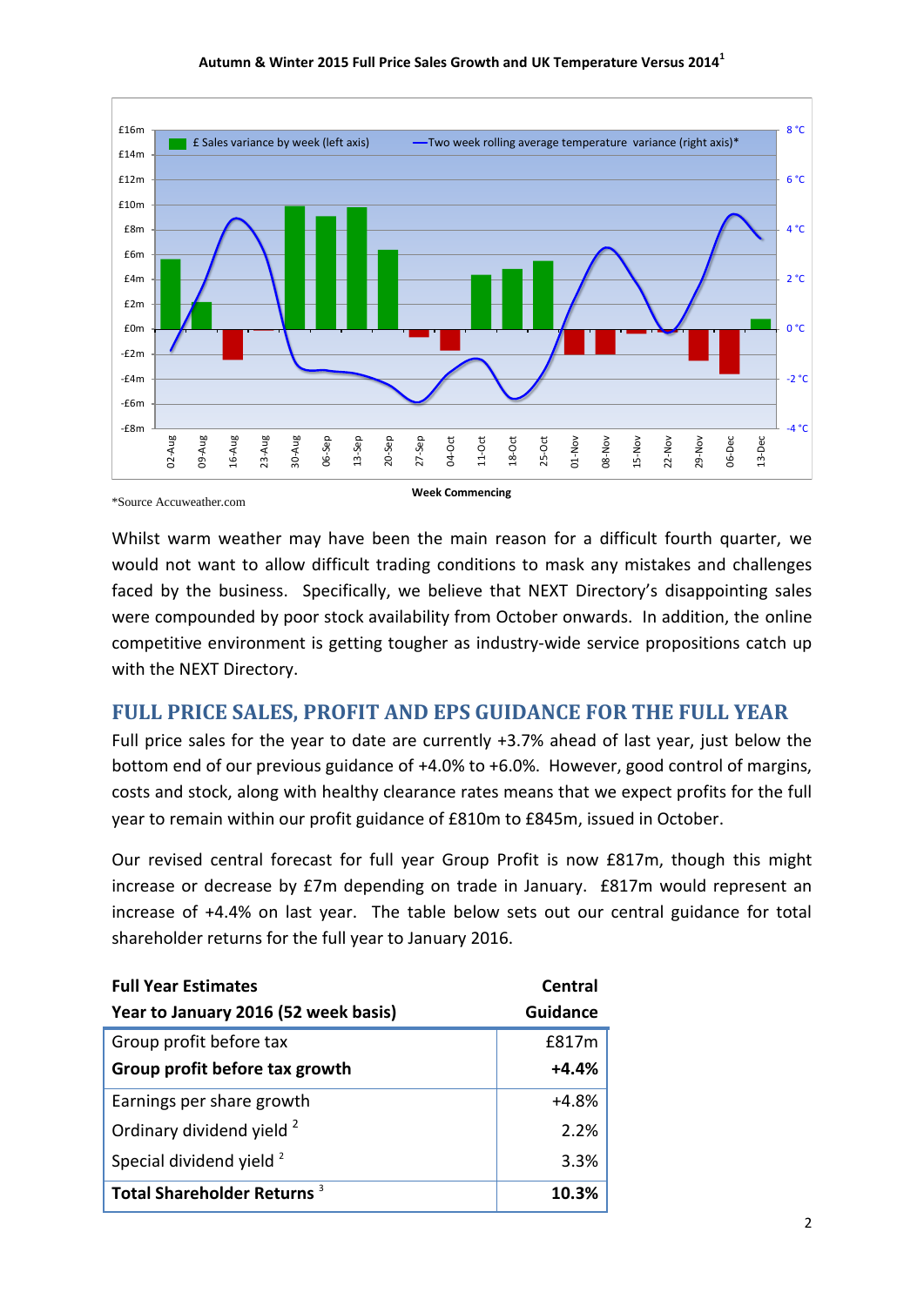**Autumn & Winter 2015 Full Price Sales Growth and UK Temperature Versus 2014[1]**

*Source Accuweather.com

Whilst warm weather may have been the main reason for a difficult fourth quarter, we would not want to allow difficult trading conditions to mask any mistakes and challenges faced by the business. Specifically, we believe that NEXT Directory's disappointing sales were compounded by poor stock availability from October onwards. In addition, the online competitive environment is getting tougher as industry-wide service propositions catch up with the NEXT Directory.

## FULL PRICE SALES, PROFIT AND EPS GUIDANCE FOR THE FULL YEAR

Full price sales for the year to date are currently +3.7% ahead of last year, just below the bottom end of our previous guidance of +4.0% to +6.0%. However, good control of margins, costs and stock, along with healthy clearance rates means that we expect profits for the full year to remain within our profit guidance of £810m to £845m, issued in October.

Our revised central forecast for full year Group Profit is now £817m, though this might increase or decrease by £7m depending on trade in January. £817m would represent an increase of +4.4% on last year. The table below sets out our central guidance for total shareholder returns for the full year to January 2016.

| Full Year Estimates<br>Year to January 2016 (52 week basis) | Central Guidance |
|---|---|
| Group profit before tax | £817m |
| **Group profit before tax growth** | **+4.4%** |
| Earnings per share growth | +4.8% |
| Ordinary dividend yield [2] | 2.2% |
| Special dividend yield [2] | 3.3% |
| **Total Shareholder Returns [3]** | **10.3%** |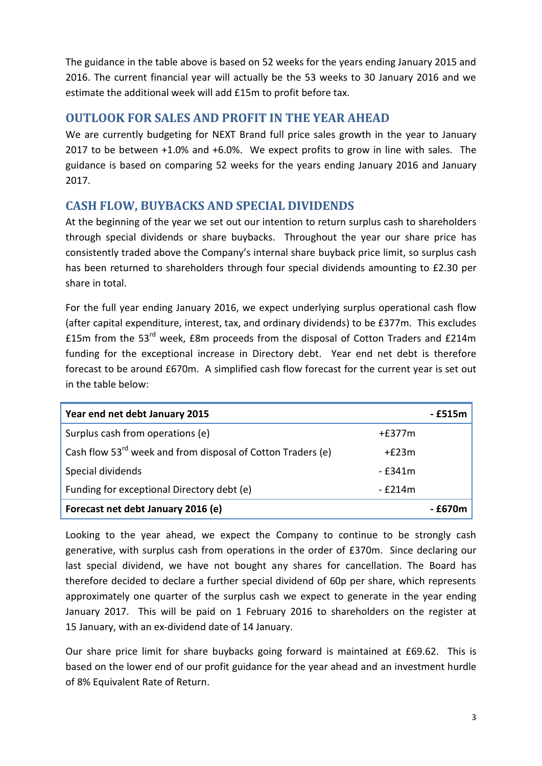The guidance in the table above is based on 52 weeks for the years ending January 2015 and 2016. The current financial year will actually be the 53 weeks to 30 January 2016 and we estimate the additional week will add £15m to profit before tax.

## OUTLOOK FOR SALES AND PROFIT IN THE YEAR AHEAD

We are currently budgeting for NEXT Brand full price sales growth in the year to January 2017 to be between +1.0% and +6.0%. We expect profits to grow in line with sales. The guidance is based on comparing 52 weeks for the years ending January 2016 and January 2017.

## CASH FLOW, BUYBACKS AND SPECIAL DIVIDENDS

At the beginning of the year we set out our intention to return surplus cash to shareholders through special dividends or share buybacks. Throughout the year our share price has consistently traded above the Company's internal share buyback price limit, so surplus cash has been returned to shareholders through four special dividends amounting to £2.30 per share in total.

For the full year ending January 2016, we expect underlying surplus operational cash flow (after capital expenditure, interest, tax, and ordinary dividends) to be £377m. This excludes £15m from the 53rd week, £8m proceeds from the disposal of Cotton Traders and £214m funding for the exceptional increase in Directory debt. Year end net debt is therefore forecast to be around £670m. A simplified cash flow forecast for the current year is set out in the table below:

| **Year end net debt January 2015** | | **- £515m** |
|---|---|---|
| Surplus cash from operations (e) | +£377m | |
| Cash flow 53rd week and from disposal of Cotton Traders (e) | +£23m | |
| Special dividends | - £341m | |
| Funding for exceptional Directory debt (e) | - £214m | |
| **Forecast net debt January 2016 (e)** | | **- £670m** |

Looking to the year ahead, we expect the Company to continue to be strongly cash generative, with surplus cash from operations in the order of £370m. Since declaring our last special dividend, we have not bought any shares for cancellation. The Board has therefore decided to declare a further special dividend of 60p per share, which represents approximately one quarter of the surplus cash we expect to generate in the year ending January 2017. This will be paid on 1 February 2016 to shareholders on the register at 15 January, with an ex-dividend date of 14 January.

Our share price limit for share buybacks going forward is maintained at £69.62. This is based on the lower end of our profit guidance for the year ahead and an investment hurdle of 8% Equivalent Rate of Return.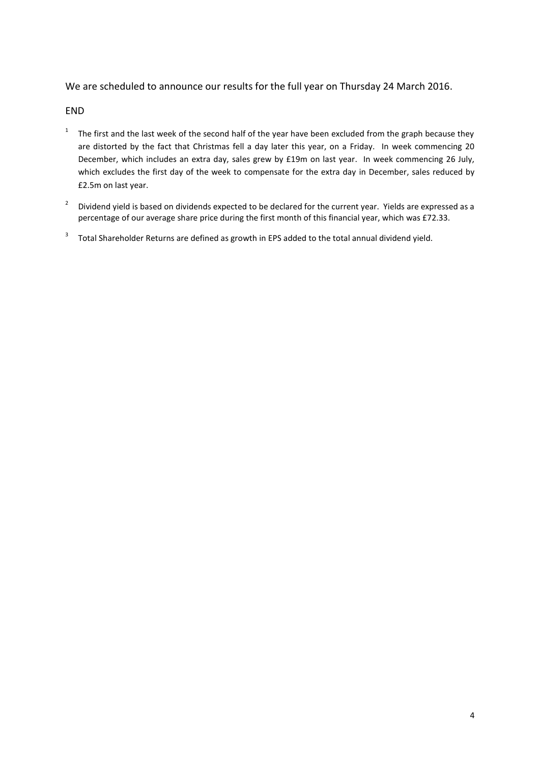We are scheduled to announce our results for the full year on Thursday 24 March 2016.

END

[1] The first and the last week of the second half of the year have been excluded from the graph because they are distorted by the fact that Christmas fell a day later this year, on a Friday. In week commencing 20 December, which includes an extra day, sales grew by £19m on last year. In week commencing 26 July, which excludes the first day of the week to compensate for the extra day in December, sales reduced by £2.5m on last year.

[2] Dividend yield is based on dividends expected to be declared for the current year. Yields are expressed as a percentage of our average share price during the first month of this financial year, which was £72.33.

[3] Total Shareholder Returns are defined as growth in EPS added to the total annual dividend yield.